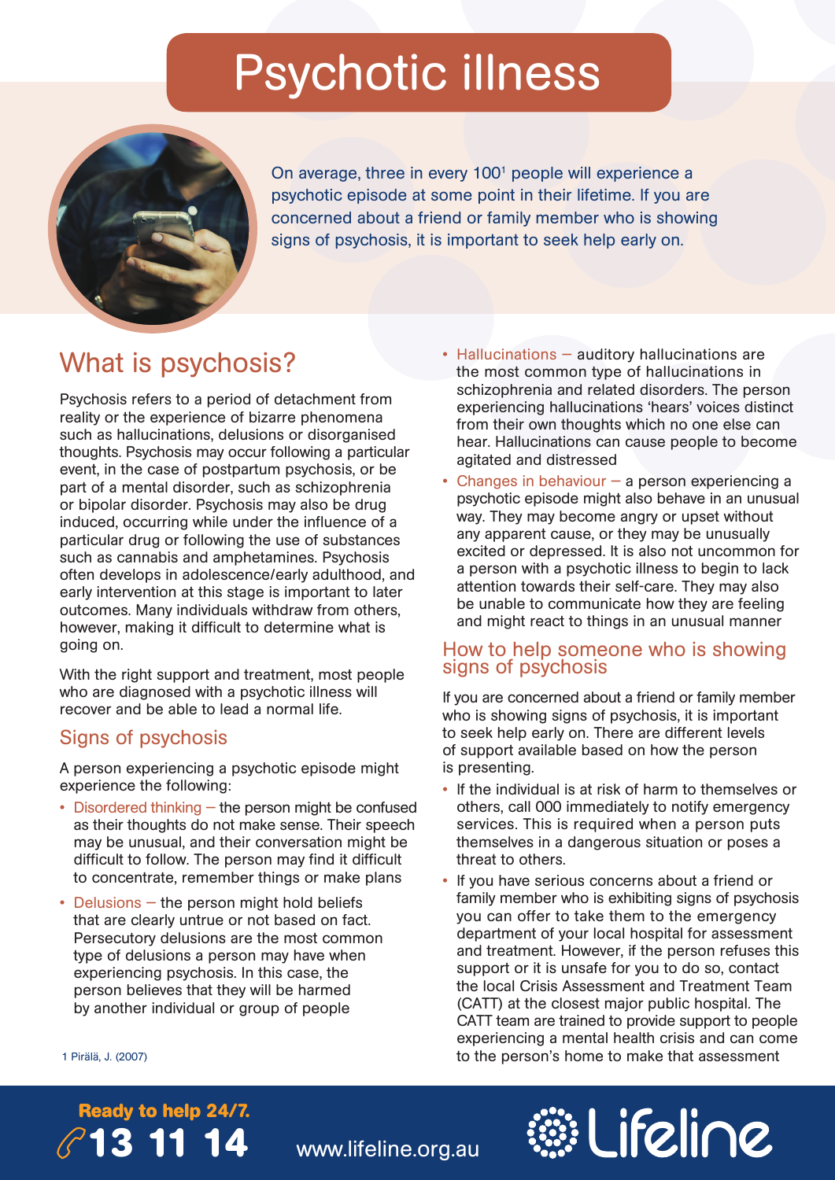# Psychotic illness

On average, three in every 100[1] people will experience a psychotic episode at some point in their lifetime. If you are concerned about a friend or family member who is showing signs of psychosis, it is important to seek help early on.

## What is psychosis?

Psychosis refers to a period of detachment from reality or the experience of bizarre phenomena such as hallucinations, delusions or disorganised thoughts. Psychosis may occur following a particular event, in the case of postpartum psychosis, or be part of a mental disorder, such as schizophrenia or bipolar disorder. Psychosis may also be drug induced, occurring while under the influence of a particular drug or following the use of substances such as cannabis and amphetamines. Psychosis often develops in adolescence/early adulthood, and early intervention at this stage is important to later outcomes. Many individuals withdraw from others, however, making it difficult to determine what is going on.

With the right support and treatment, most people who are diagnosed with a psychotic illness will recover and be able to lead a normal life.

### Signs of psychosis

A person experiencing a psychotic episode might experience the following:

- Disordered thinking – the person might be confused as their thoughts do not make sense. Their speech may be unusual, and their conversation might be difficult to follow. The person may find it difficult to concentrate, remember things or make plans
- Delusions – the person might hold beliefs that are clearly untrue or not based on fact. Persecutory delusions are the most common type of delusions a person may have when experiencing psychosis. In this case, the person believes that they will be harmed by another individual or group of people
- Hallucinations – auditory hallucinations are the most common type of hallucinations in schizophrenia and related disorders. The person experiencing hallucinations 'hears' voices distinct from their own thoughts which no one else can hear. Hallucinations can cause people to become agitated and distressed
- Changes in behaviour – a person experiencing a psychotic episode might also behave in an unusual way. They may become angry or upset without any apparent cause, or they may be unusually excited or depressed. It is also not uncommon for a person with a psychotic illness to begin to lack attention towards their self-care. They may also be unable to communicate how they are feeling and might react to things in an unusual manner

### How to help someone who is showing signs of psychosis

If you are concerned about a friend or family member who is showing signs of psychosis, it is important to seek help early on. There are different levels of support available based on how the person is presenting.

- If the individual is at risk of harm to themselves or others, call 000 immediately to notify emergency services. This is required when a person puts themselves in a dangerous situation or poses a threat to others.
- If you have serious concerns about a friend or family member who is exhibiting signs of psychosis you can offer to take them to the emergency department of your local hospital for assessment and treatment. However, if the person refuses this support or it is unsafe for you to do so, contact the local Crisis Assessment and Treatment Team (CATT) at the closest major public hospital. The CATT team are trained to provide support to people experiencing a mental health crisis and can come to the person's home to make that assessment

1 Pirälä, J. (2007)

**Ready to help 24/7.**
**13 11 14**
www.lifeline.org.au
Lifeline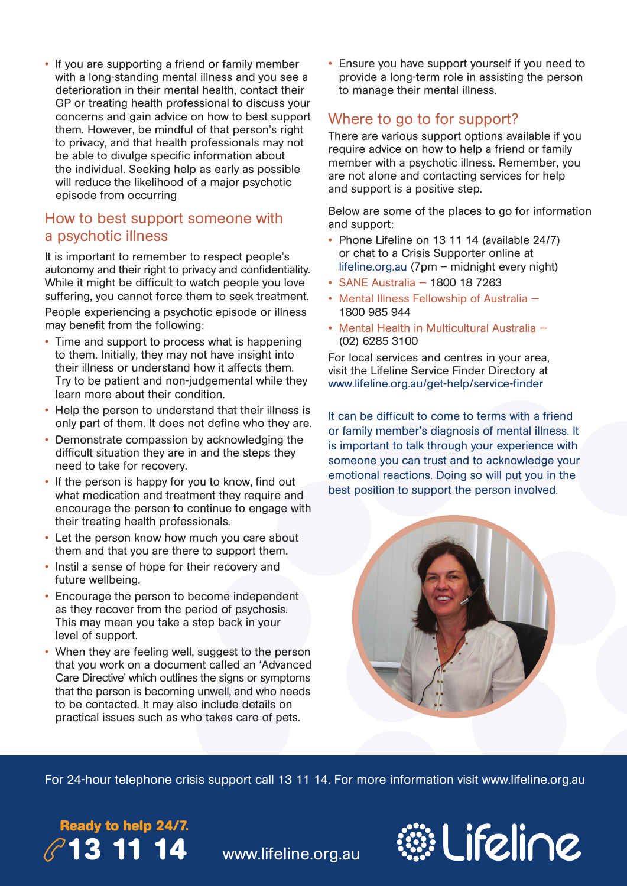- If you are supporting a friend or family member with a long-standing mental illness and you see a deterioration in their mental health, contact their GP or treating health professional to discuss your concerns and gain advice on how to best support them. However, be mindful of that person's right to privacy, and that health professionals may not be able to divulge specific information about the individual. Seeking help as early as possible will reduce the likelihood of a major psychotic episode from occurring

## How to best support someone with a psychotic illness

It is important to remember to respect people's autonomy and their right to privacy and confidentiality. While it might be difficult to watch people you love suffering, you cannot force them to seek treatment.

People experiencing a psychotic episode or illness may benefit from the following:

- Time and support to process what is happening to them. Initially, they may not have insight into their illness or understand how it affects them. Try to be patient and non-judgemental while they learn more about their condition.
- Help the person to understand that their illness is only part of them. It does not define who they are.
- Demonstrate compassion by acknowledging the difficult situation they are in and the steps they need to take for recovery.
- If the person is happy for you to know, find out what medication and treatment they require and encourage the person to continue to engage with their treating health professionals.
- Let the person know how much you care about them and that you are there to support them.
- Instil a sense of hope for their recovery and future wellbeing.
- Encourage the person to become independent as they recover from the period of psychosis. This may mean you take a step back in your level of support.
- When they are feeling well, suggest to the person that you work on a document called an 'Advanced Care Directive' which outlines the signs or symptoms that the person is becoming unwell, and who needs to be contacted. It may also include details on practical issues such as who takes care of pets.
- Ensure you have support yourself if you need to provide a long-term role in assisting the person to manage their mental illness.

## Where to go to for support?

There are various support options available if you require advice on how to help a friend or family member with a psychotic illness. Remember, you are not alone and contacting services for help and support is a positive step.

Below are some of the places to go for information and support:

- Phone Lifeline on 13 11 14 (available 24/7) or chat to a Crisis Supporter online at lifeline.org.au (7pm – midnight every night)
- SANE Australia – 1800 18 7263
- Mental Illness Fellowship of Australia – 1800 985 944
- Mental Health in Multicultural Australia – (02) 6285 3100

For local services and centres in your area, visit the Lifeline Service Finder Directory at www.lifeline.org.au/get-help/service-finder

It can be difficult to come to terms with a friend or family member's diagnosis of mental illness. It is important to talk through your experience with someone you can trust and to acknowledge your emotional reactions. Doing so will put you in the best position to support the person involved.

For 24-hour telephone crisis support call 13 11 14. For more information visit www.lifeline.org.au

**Ready to help 24/7.**
**13 11 14**

www.lifeline.org.au

Lifeline